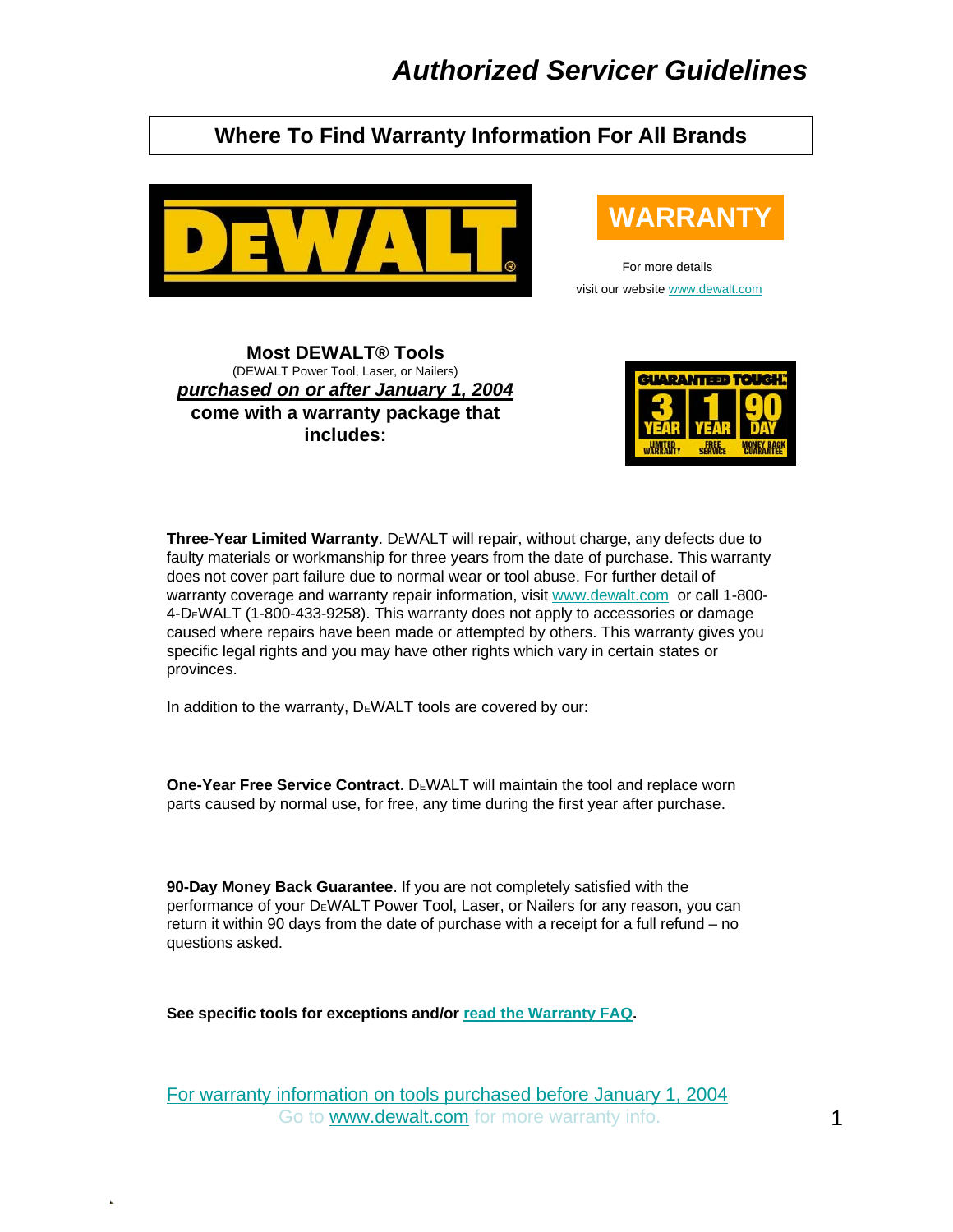# Authorized Servicer Guidelines

## Where To Find Warranty Information For All Brands

DEWALT

**WARRANTY**

For more details

visit our website www.dewalt.com

**Most DEWALT® Tools**
(DEWALT Power Tool, Laser, or Nailers)
***purchased on or after January 1, 2004***
**come with a warranty package that includes:**

GUARANTEED TOUGH: 3 YEAR LIMITED WARRANTY | 1 YEAR FREE SERVICE | 90 DAY MONEY BACK GUARANTEE

**Three-Year Limited Warranty**. DEWALT will repair, without charge, any defects due to faulty materials or workmanship for three years from the date of purchase. This warranty does not cover part failure due to normal wear or tool abuse. For further detail of warranty coverage and warranty repair information, visit www.dewalt.com or call 1-800-4-DEWALT (1-800-433-9258). This warranty does not apply to accessories or damage caused where repairs have been made or attempted by others. This warranty gives you specific legal rights and you may have other rights which vary in certain states or provinces.

In addition to the warranty, DEWALT tools are covered by our:

**One-Year Free Service Contract**. DEWALT will maintain the tool and replace worn parts caused by normal use, for free, any time during the first year after purchase.

**90-Day Money Back Guarantee**. If you are not completely satisfied with the performance of your DEWALT Power Tool, Laser, or Nailers for any reason, you can return it within 90 days from the date of purchase with a receipt for a full refund – no questions asked.

**See specific tools for exceptions and/or read the Warranty FAQ.**

For warranty information on tools purchased before January 1, 2004
Go to www.dewalt.com for more warranty info.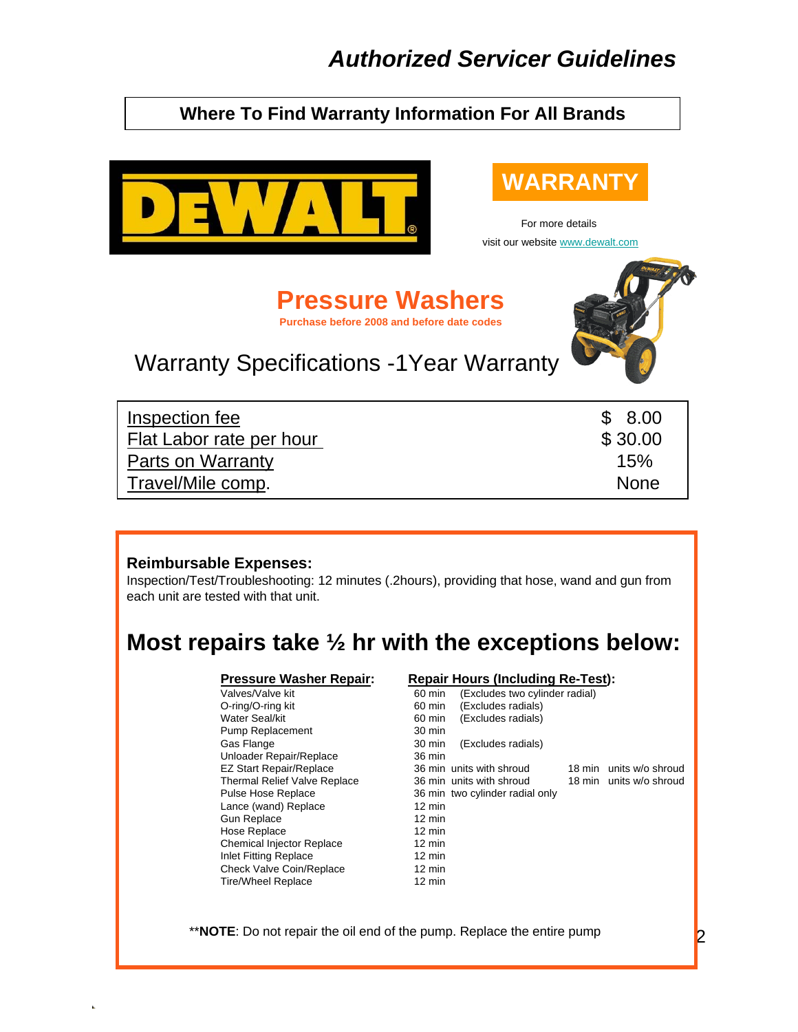# Authorized Servicer Guidelines

## Where To Find Warranty Information For All Brands

DEWALT

**WARRANTY**

For more details
visit our website www.dewalt.com

## Pressure Washers

**Purchase before 2008 and before date codes**

### Warranty Specifications -1Year Warranty

| | |
|---|---|
| Inspection fee | $ 8.00 |
| Flat Labor rate per hour | $ 30.00 |
| Parts on Warranty | 15% |
| Travel/Mile comp. | None |

**Reimbursable Expenses:**
Inspection/Test/Troubleshooting: 12 minutes (.2hours), providing that hose, wand and gun from each unit are tested with that unit.

## Most repairs take ½ hr with the exceptions below:

| Pressure Washer Repair: | Repair Hours (Including Re-Test): | |
|---|---|---|
| Valves/Valve kit | 60 min (Excludes two cylinder radial) | |
| O-ring/O-ring kit | 60 min (Excludes radials) | |
| Water Seal/kit | 60 min (Excludes radials) | |
| Pump Replacement | 30 min | |
| Gas Flange | 30 min (Excludes radials) | |
| Unloader Repair/Replace | 36 min | |
| EZ Start Repair/Replace | 36 min units with shroud | 18 min units w/o shroud |
| Thermal Relief Valve Replace | 36 min units with shroud | 18 min units w/o shroud |
| Pulse Hose Replace | 36 min two cylinder radial only | |
| Lance (wand) Replace | 12 min | |
| Gun Replace | 12 min | |
| Hose Replace | 12 min | |
| Chemical Injector Replace | 12 min | |
| Inlet Fitting Replace | 12 min | |
| Check Valve Coin/Replace | 12 min | |
| Tire/Wheel Replace | 12 min | |

**\*\*NOTE**: Do not repair the oil end of the pump. Replace the entire pump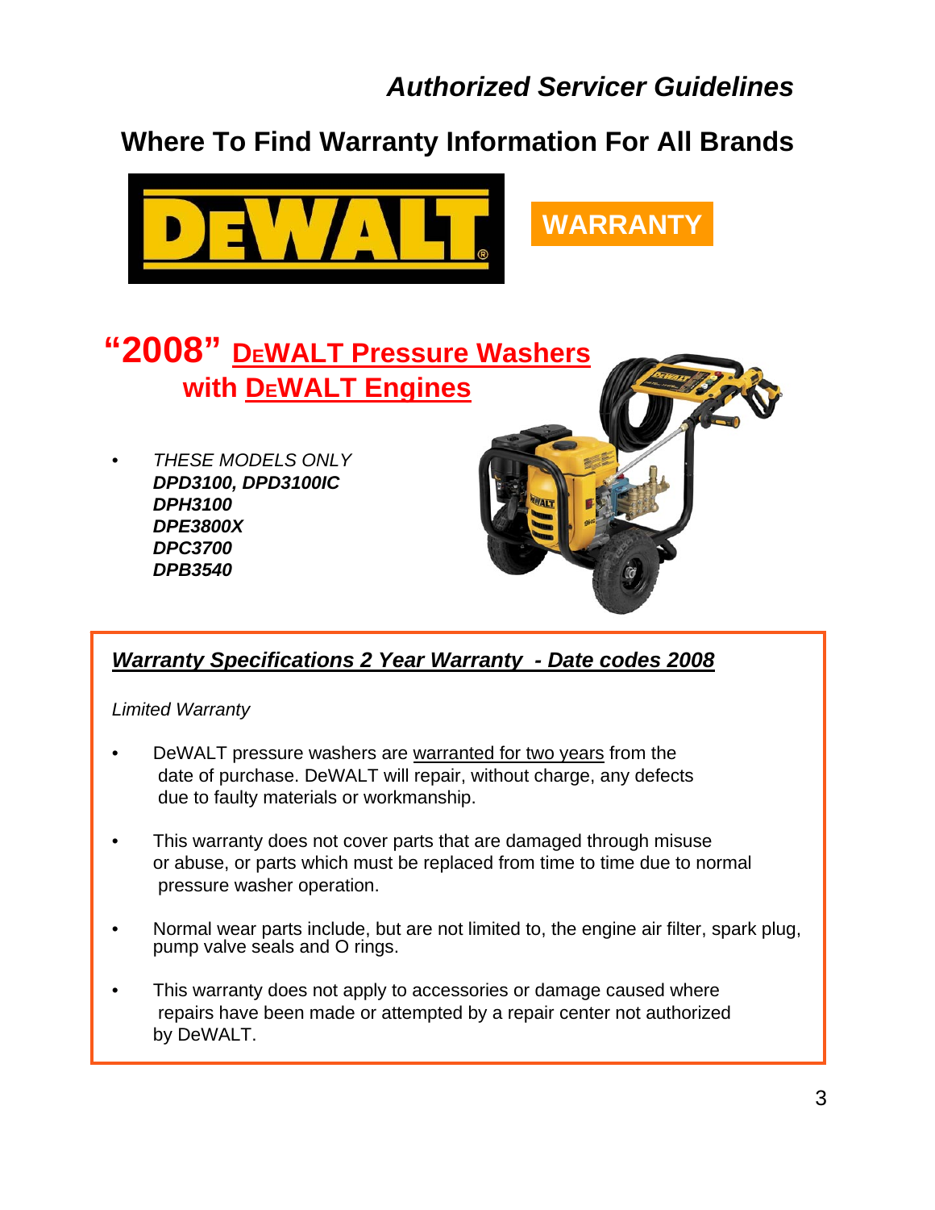# Authorized Servicer Guidelines

## Where To Find Warranty Information For All Brands

DEWALT

**WARRANTY**

## "2008" DEWALT Pressure Washers with DEWALT Engines

- *THESE MODELS ONLY*
  ***DPD3100, DPD3100IC***
  ***DPH3100***
  ***DPE3800X***
  ***DPC3700***
  ***DPB3540***

### *Warranty Specifications 2 Year Warranty - Date codes 2008*

*Limited Warranty*

- DeWALT pressure washers are warranted for two years from the date of purchase. DeWALT will repair, without charge, any defects due to faulty materials or workmanship.
- This warranty does not cover parts that are damaged through misuse or abuse, or parts which must be replaced from time to time due to normal pressure washer operation.
- Normal wear parts include, but are not limited to, the engine air filter, spark plug, pump valve seals and O rings.
- This warranty does not apply to accessories or damage caused where repairs have been made or attempted by a repair center not authorized by DeWALT.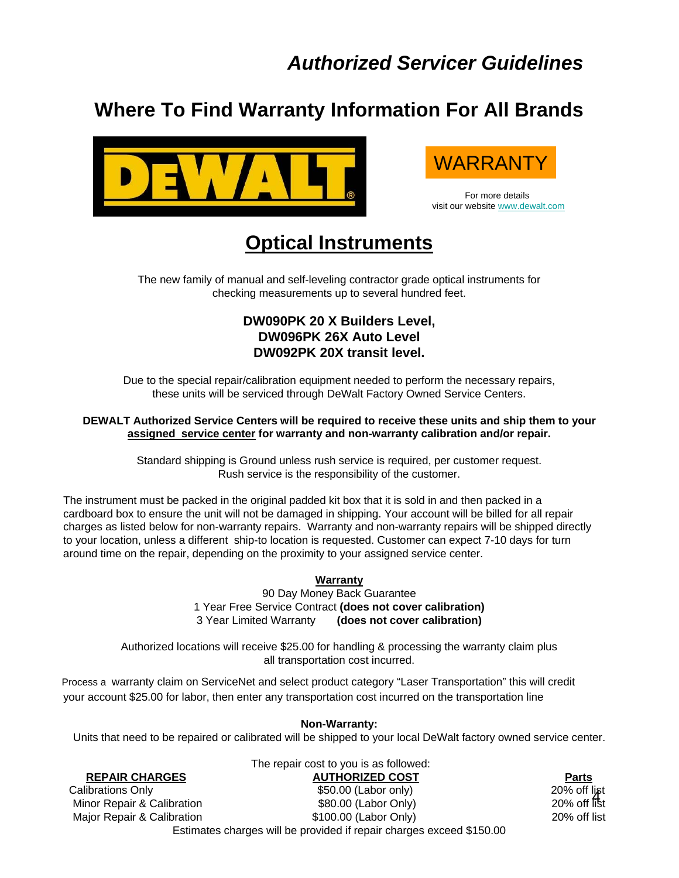# *Authorized Servicer Guidelines*

## Where To Find Warranty Information For All Brands

WARRANTY

For more details
visit our website www.dewalt.com

## Optical Instruments

The new family of manual and self-leveling contractor grade optical instruments for checking measurements up to several hundred feet.

**DW090PK 20 X Builders Level,**
**DW096PK 26X Auto Level**
**DW092PK 20X transit level.**

Due to the special repair/calibration equipment needed to perform the necessary repairs, these units will be serviced through DeWalt Factory Owned Service Centers.

**DEWALT Authorized Service Centers will be required to receive these units and ship them to your <u>assigned service center</u> for warranty and non-warranty calibration and/or repair.**

Standard shipping is Ground unless rush service is required, per customer request.
Rush service is the responsibility of the customer.

The instrument must be packed in the original padded kit box that it is sold in and then packed in a cardboard box to ensure the unit will not be damaged in shipping. Your account will be billed for all repair charges as listed below for non-warranty repairs. Warranty and non-warranty repairs will be shipped directly to your location, unless a different ship-to location is requested. Customer can expect 7-10 days for turn around time on the repair, depending on the proximity to your assigned service center.

**<u>Warranty</u>**

90 Day Money Back Guarantee
1 Year Free Service Contract **(does not cover calibration)**
3 Year Limited Warranty **(does not cover calibration)**

Authorized locations will receive $25.00 for handling & processing the warranty claim plus all transportation cost incurred.

Process a warranty claim on ServiceNet and select product category "Laser Transportation" this will credit your account $25.00 for labor, then enter any transportation cost incurred on the transportation line

**Non-Warranty:**

Units that need to be repaired or calibrated will be shipped to your local DeWalt factory owned service center.

The repair cost to you is as followed:

| REPAIR CHARGES | AUTHORIZED COST | Parts |
|---|---|---|
| Calibrations Only | $50.00 (Labor only) | 20% off list |
| Minor Repair & Calibration | $80.00 (Labor Only) | 20% off list |
| Major Repair & Calibration | $100.00 (Labor Only) | 20% off list |

Estimates charges will be provided if repair charges exceed $150.00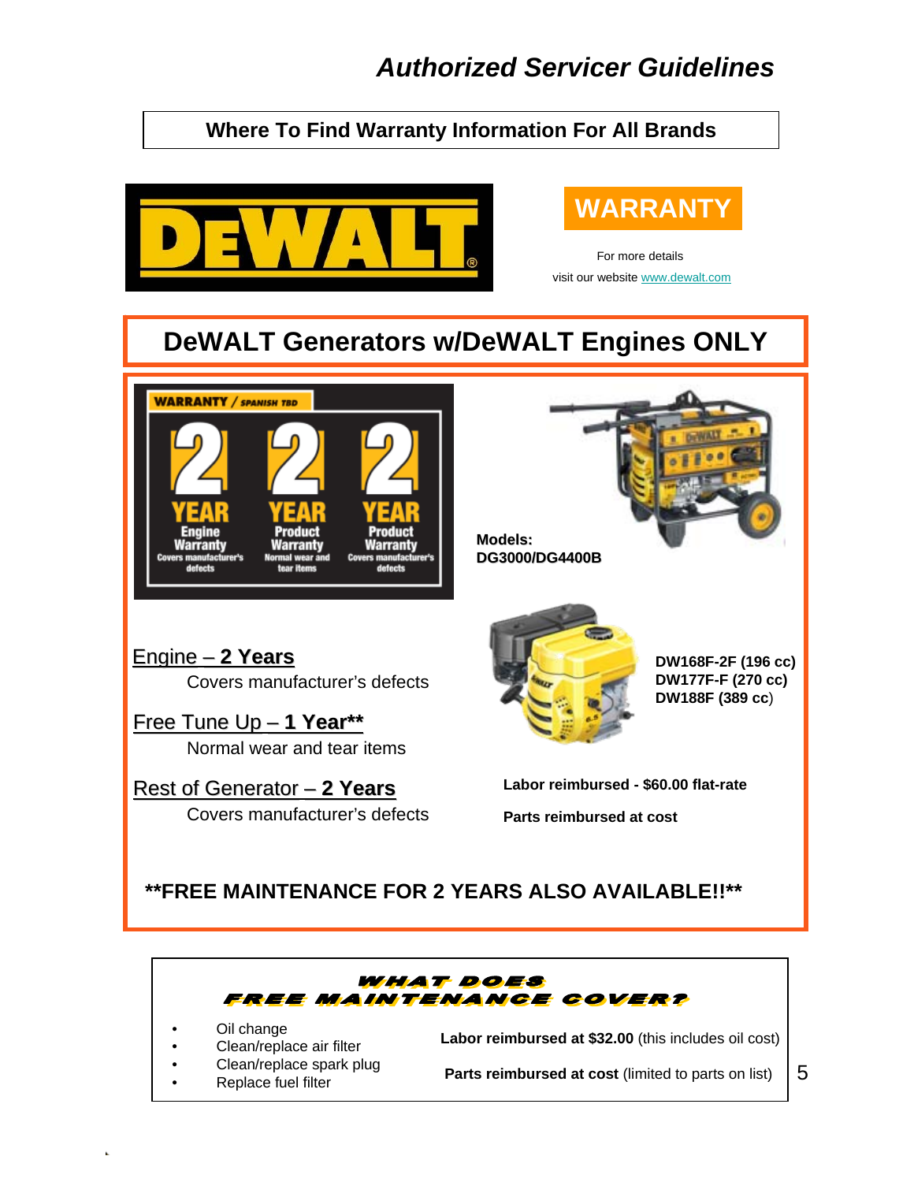# Authorized Servicer Guidelines

## Where To Find Warranty Information For All Brands

DEWALT

**WARRANTY**

For more details
visit our website www.dewalt.com

## DeWALT Generators w/DeWALT Engines ONLY

WARRANTY / SPANISH TBD

2 YEAR Engine Warranty — Covers manufacturer's defects
2 YEAR Product Warranty — Normal wear and tear items
2 YEAR Product Warranty — Covers manufacturer's defects

**Models:**
**DG3000/DG4400B**

Engine – **2 Years**
Covers manufacturer's defects

Free Tune Up – **1 Year****
Normal wear and tear items

Rest of Generator – **2 Years**
Covers manufacturer's defects

**DW168F-2F (196 cc)**
**DW177F-F (270 cc)**
**DW188F (389 cc)**

**Labor reimbursed - $60.00 flat-rate**

**Parts reimbursed at cost**

****FREE MAINTENANCE FOR 2 YEARS ALSO AVAILABLE!!****

### WHAT DOES FREE MAINTENANCE COVER?

- Oil change
- Clean/replace air filter
- Clean/replace spark plug
- Replace fuel filter

**Labor reimbursed at $32.00** (this includes oil cost)

**Parts reimbursed at cost** (limited to parts on list)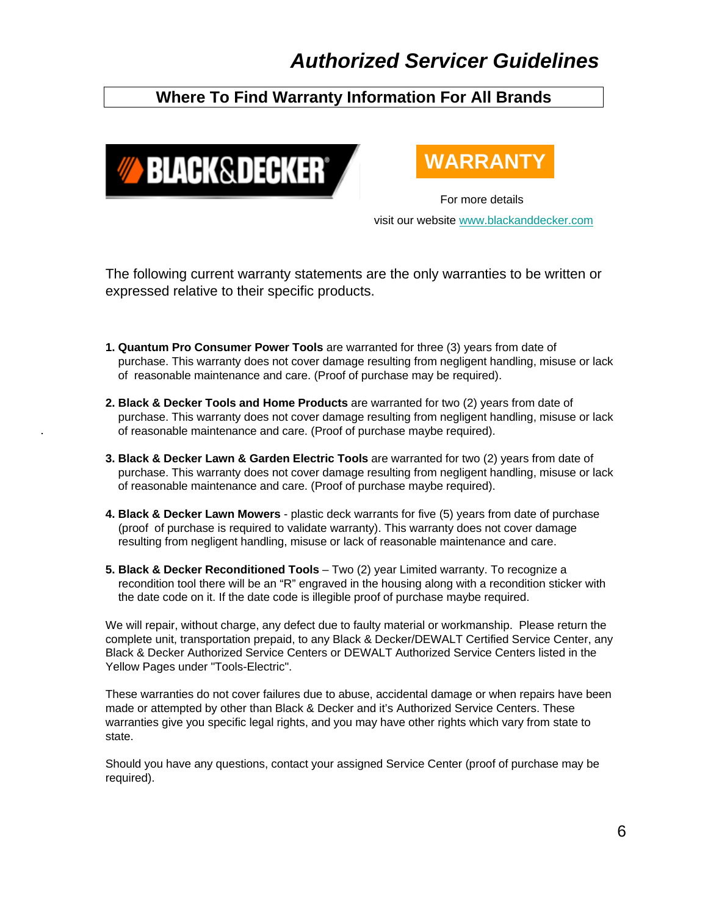# *Authorized Servicer Guidelines*

## Where To Find Warranty Information For All Brands

BLACK&DECKER

**WARRANTY**

For more details

visit our website www.blackanddecker.com

The following current warranty statements are the only warranties to be written or expressed relative to their specific products.

1. **Quantum Pro Consumer Power Tools** are warranted for three (3) years from date of purchase. This warranty does not cover damage resulting from negligent handling, misuse or lack of reasonable maintenance and care. (Proof of purchase may be required).

2. **Black & Decker Tools and Home Products** are warranted for two (2) years from date of purchase. This warranty does not cover damage resulting from negligent handling, misuse or lack of reasonable maintenance and care. (Proof of purchase maybe required).

3. **Black & Decker Lawn & Garden Electric Tools** are warranted for two (2) years from date of purchase. This warranty does not cover damage resulting from negligent handling, misuse or lack of reasonable maintenance and care. (Proof of purchase maybe required).

4. **Black & Decker Lawn Mowers** - plastic deck warrants for five (5) years from date of purchase (proof of purchase is required to validate warranty). This warranty does not cover damage resulting from negligent handling, misuse or lack of reasonable maintenance and care.

5. **Black & Decker Reconditioned Tools** – Two (2) year Limited warranty. To recognize a recondition tool there will be an "R" engraved in the housing along with a recondition sticker with the date code on it. If the date code is illegible proof of purchase maybe required.

We will repair, without charge, any defect due to faulty material or workmanship. Please return the complete unit, transportation prepaid, to any Black & Decker/DEWALT Certified Service Center, any Black & Decker Authorized Service Centers or DEWALT Authorized Service Centers listed in the Yellow Pages under "Tools-Electric".

These warranties do not cover failures due to abuse, accidental damage or when repairs have been made or attempted by other than Black & Decker and it's Authorized Service Centers. These warranties give you specific legal rights, and you may have other rights which vary from state to state.

Should you have any questions, contact your assigned Service Center (proof of purchase may be required).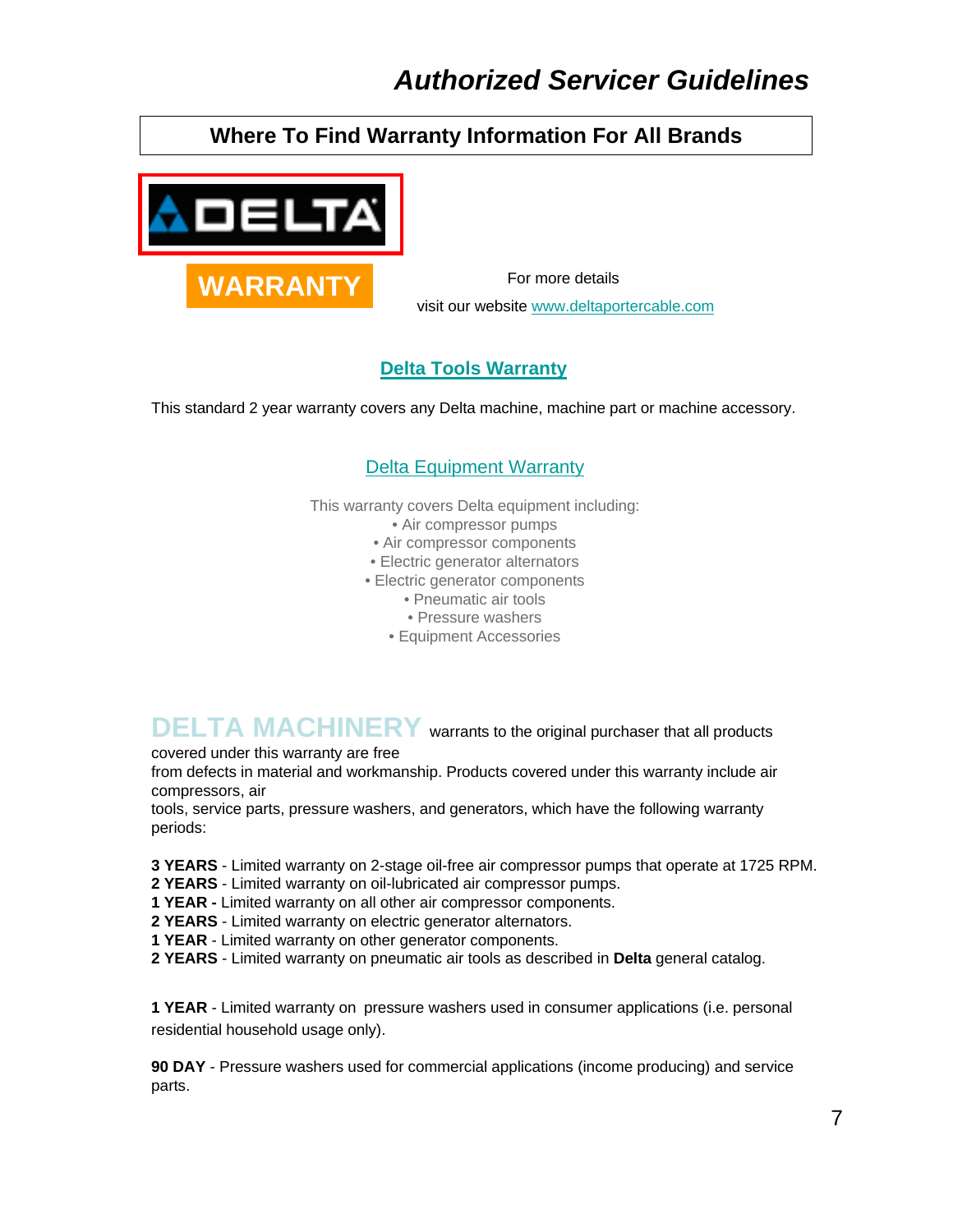# *Authorized Servicer Guidelines*

## Where To Find Warranty Information For All Brands

DELTA

**WARRANTY**

For more details

visit our website [www.deltaportercable.com](www.deltaportercable.com)

### Delta Tools Warranty

This standard 2 year warranty covers any Delta machine, machine part or machine accessory.

### Delta Equipment Warranty

This warranty covers Delta equipment including:

- Air compressor pumps
- Air compressor components
- Electric generator alternators
- Electric generator components
- Pneumatic air tools
- Pressure washers
- Equipment Accessories

**DELTA MACHINERY** warrants to the original purchaser that all products covered under this warranty are free from defects in material and workmanship. Products covered under this warranty include air compressors, air tools, service parts, pressure washers, and generators, which have the following warranty periods:

**3 YEARS** - Limited warranty on 2-stage oil-free air compressor pumps that operate at 1725 RPM.
**2 YEARS** - Limited warranty on oil-lubricated air compressor pumps.
**1 YEAR -** Limited warranty on all other air compressor components.
**2 YEARS** - Limited warranty on electric generator alternators.
**1 YEAR** - Limited warranty on other generator components.
**2 YEARS** - Limited warranty on pneumatic air tools as described in **Delta** general catalog.

**1 YEAR** - Limited warranty on pressure washers used in consumer applications (i.e. personal residential household usage only).

**90 DAY** - Pressure washers used for commercial applications (income producing) and service parts.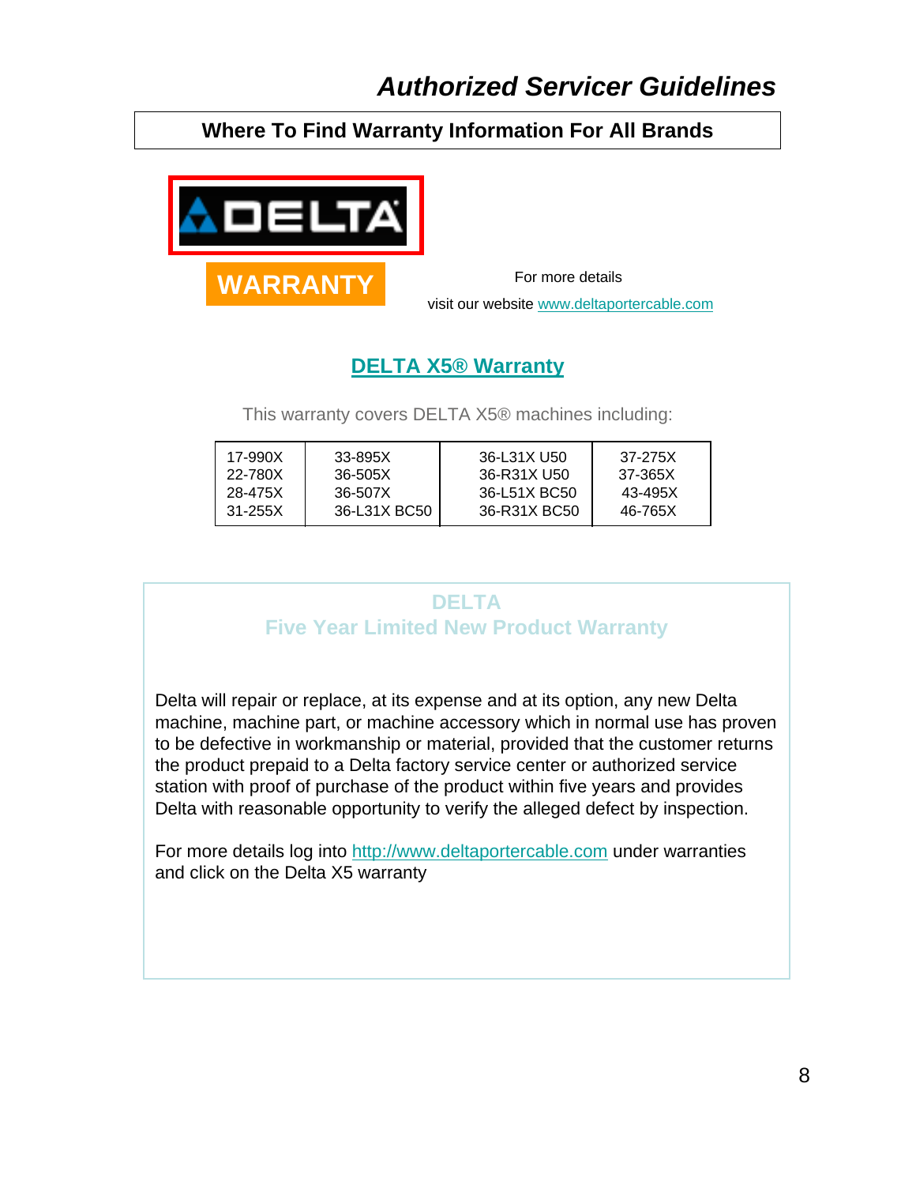# *Authorized Servicer Guidelines*

## Where To Find Warranty Information For All Brands

DELTA

**WARRANTY**

For more details

visit our website [www.deltaportercable.com](www.deltaportercable.com)

## DELTA X5® Warranty

This warranty covers DELTA X5® machines including:

| | | | |
|---|---|---|---|
| 17-990X | 33-895X | 36-L31X U50 | 37-275X |
| 22-780X | 36-505X | 36-R31X U50 | 37-365X |
| 28-475X | 36-507X | 36-L51X BC50 | 43-495X |
| 31-255X | 36-L31X BC50 | 36-R31X BC50 | 46-765X |

### DELTA
### Five Year Limited New Product Warranty

Delta will repair or replace, at its expense and at its option, any new Delta machine, machine part, or machine accessory which in normal use has proven to be defective in workmanship or material, provided that the customer returns the product prepaid to a Delta factory service center or authorized service station with proof of purchase of the product within five years and provides Delta with reasonable opportunity to verify the alleged defect by inspection.

For more details log into [http://www.deltaportercable.com](http://www.deltaportercable.com) under warranties and click on the Delta X5 warranty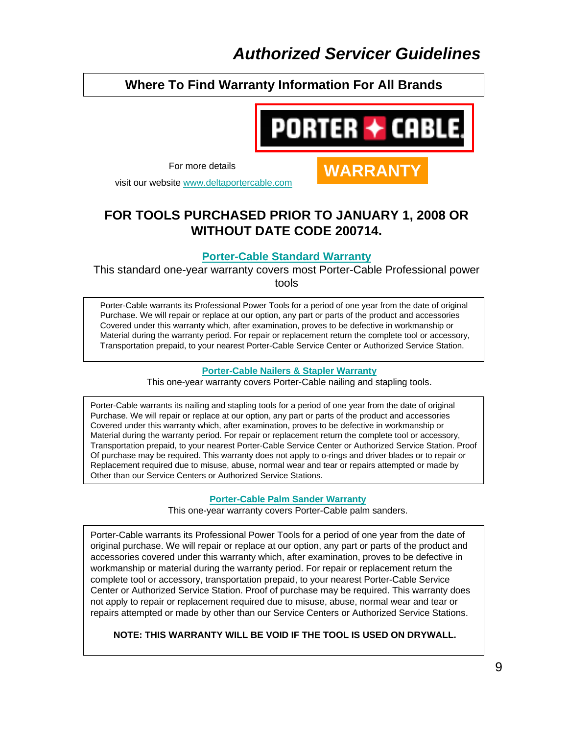# *Authorized Servicer Guidelines*

## Where To Find Warranty Information For All Brands

PORTER CABLE

For more details

visit our website [www.deltaportercable.com](www.deltaportercable.com)

**WARRANTY**

## FOR TOOLS PURCHASED PRIOR TO JANUARY 1, 2008 OR WITHOUT DATE CODE 200714.

### Porter-Cable Standard Warranty

This standard one-year warranty covers most Porter-Cable Professional power tools

Porter-Cable warrants its Professional Power Tools for a period of one year from the date of original Purchase. We will repair or replace at our option, any part or parts of the product and accessories Covered under this warranty which, after examination, proves to be defective in workmanship or Material during the warranty period. For repair or replacement return the complete tool or accessory, Transportation prepaid, to your nearest Porter-Cable Service Center or Authorized Service Station.

### Porter-Cable Nailers & Stapler Warranty

This one-year warranty covers Porter-Cable nailing and stapling tools.

Porter-Cable warrants its nailing and stapling tools for a period of one year from the date of original Purchase. We will repair or replace at our option, any part or parts of the product and accessories Covered under this warranty which, after examination, proves to be defective in workmanship or Material during the warranty period. For repair or replacement return the complete tool or accessory, Transportation prepaid, to your nearest Porter-Cable Service Center or Authorized Service Station. Proof Of purchase may be required. This warranty does not apply to o-rings and driver blades or to repair or Replacement required due to misuse, abuse, normal wear and tear or repairs attempted or made by Other than our Service Centers or Authorized Service Stations.

### Porter-Cable Palm Sander Warranty

This one-year warranty covers Porter-Cable palm sanders.

Porter-Cable warrants its Professional Power Tools for a period of one year from the date of original purchase. We will repair or replace at our option, any part or parts of the product and accessories covered under this warranty which, after examination, proves to be defective in workmanship or material during the warranty period. For repair or replacement return the complete tool or accessory, transportation prepaid, to your nearest Porter-Cable Service Center or Authorized Service Station. Proof of purchase may be required. This warranty does not apply to repair or replacement required due to misuse, abuse, normal wear and tear or repairs attempted or made by other than our Service Centers or Authorized Service Stations.

**NOTE: THIS WARRANTY WILL BE VOID IF THE TOOL IS USED ON DRYWALL.**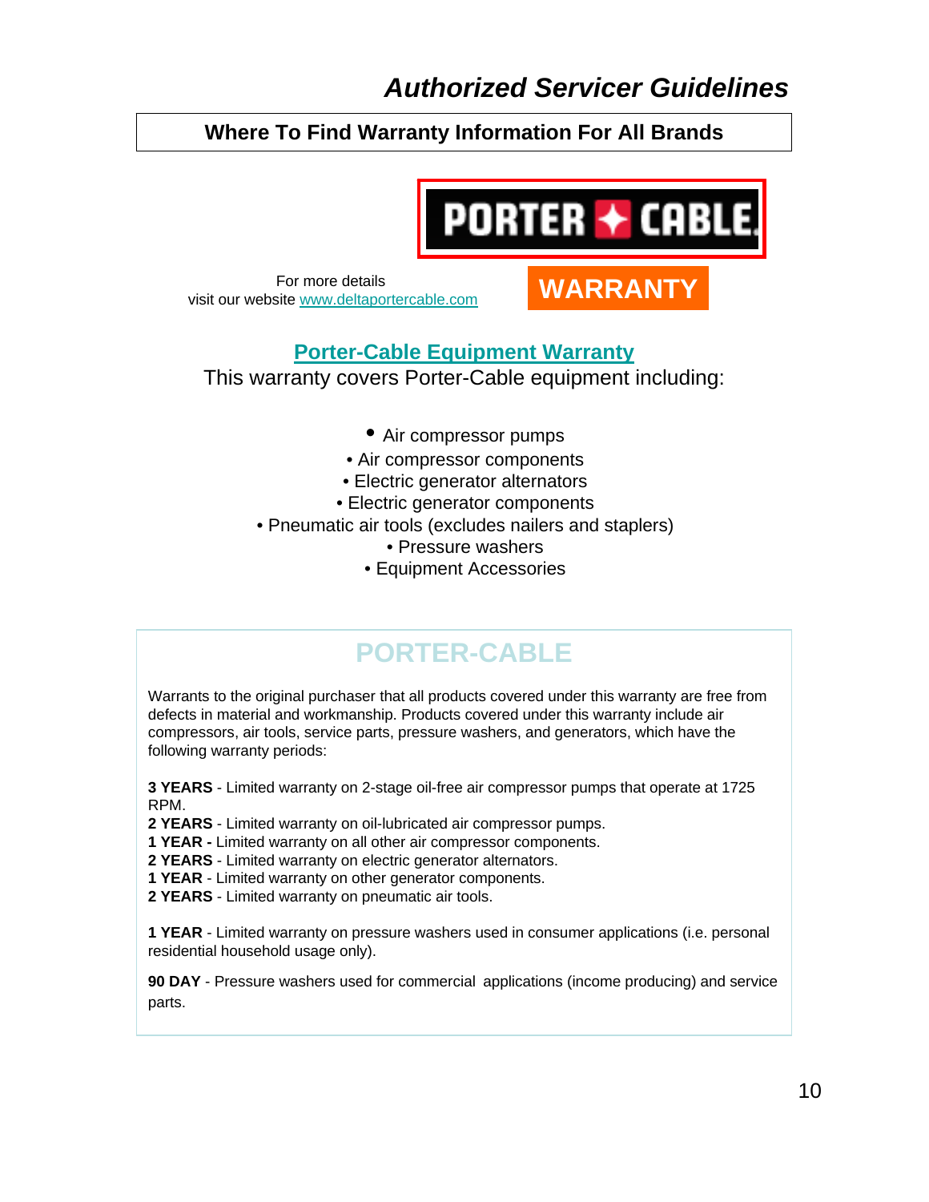# *Authorized Servicer Guidelines*

## Where To Find Warranty Information For All Brands

PORTER + CABLE

For more details
visit our website [www.deltaportercable.com](http://www.deltaportercable.com)

**WARRANTY**

### Porter-Cable Equipment Warranty

This warranty covers Porter-Cable equipment including:

- Air compressor pumps
- Air compressor components
- Electric generator alternators
- Electric generator components
- Pneumatic air tools (excludes nailers and staplers)
- Pressure washers
- Equipment Accessories

## PORTER-CABLE

Warrants to the original purchaser that all products covered under this warranty are free from defects in material and workmanship. Products covered under this warranty include air compressors, air tools, service parts, pressure washers, and generators, which have the following warranty periods:

**3 YEARS** - Limited warranty on 2-stage oil-free air compressor pumps that operate at 1725 RPM.
**2 YEARS** - Limited warranty on oil-lubricated air compressor pumps.
**1 YEAR -** Limited warranty on all other air compressor components.
**2 YEARS** - Limited warranty on electric generator alternators.
**1 YEAR** - Limited warranty on other generator components.
**2 YEARS** - Limited warranty on pneumatic air tools.

**1 YEAR** - Limited warranty on pressure washers used in consumer applications (i.e. personal residential household usage only).

**90 DAY** - Pressure washers used for commercial applications (income producing) and service parts.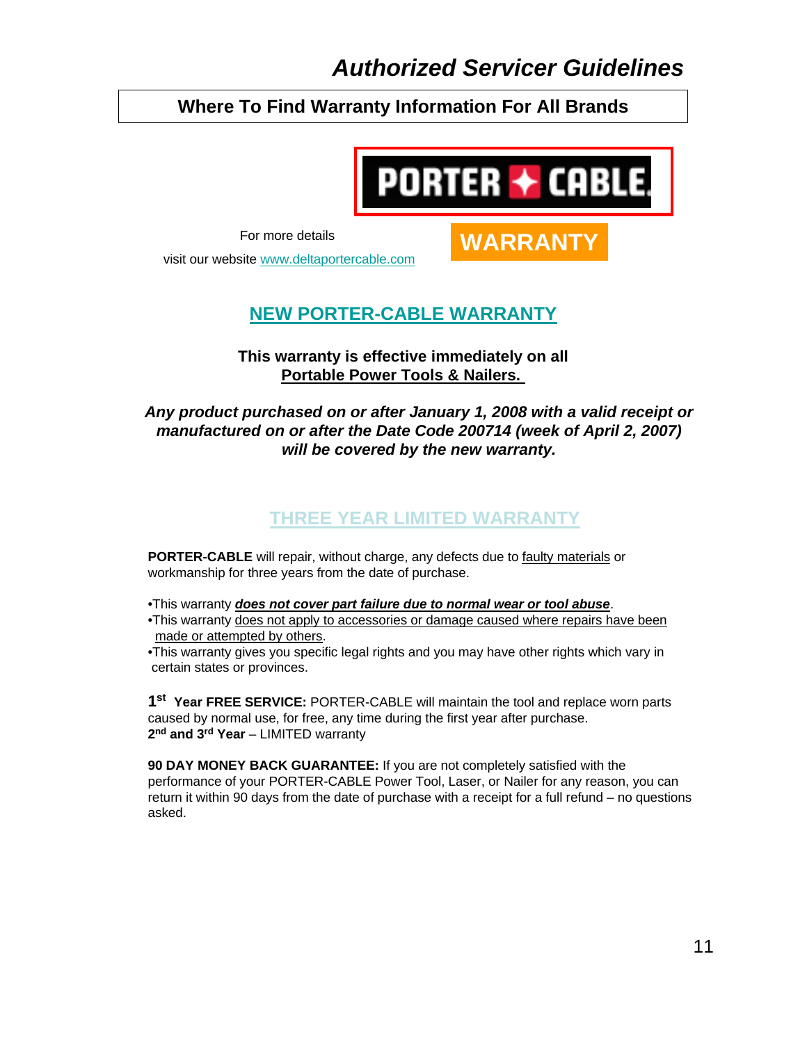# Authorized Servicer Guidelines

## Where To Find Warranty Information For All Brands

PORTER CABLE

For more details

visit our website www.deltaportercable.com

WARRANTY

## NEW PORTER-CABLE WARRANTY

**This warranty is effective immediately on all**
**Portable Power Tools & Nailers.**

***Any product purchased on or after January 1, 2008 with a valid receipt or manufactured on or after the Date Code 200714 (week of April 2, 2007) will be covered by the new warranty.***

### THREE YEAR LIMITED WARRANTY

**PORTER-CABLE** will repair, without charge, any defects due to faulty materials or workmanship for three years from the date of purchase.

- This warranty ***does not cover part failure due to normal wear or tool abuse***.
- This warranty does not apply to accessories or damage caused where repairs have been made or attempted by others.
- This warranty gives you specific legal rights and you may have other rights which vary in certain states or provinces.

**1st Year FREE SERVICE:** PORTER-CABLE will maintain the tool and replace worn parts caused by normal use, for free, any time during the first year after purchase.
**2nd and 3rd Year** – LIMITED warranty

**90 DAY MONEY BACK GUARANTEE:** If you are not completely satisfied with the performance of your PORTER-CABLE Power Tool, Laser, or Nailer for any reason, you can return it within 90 days from the date of purchase with a receipt for a full refund – no questions asked.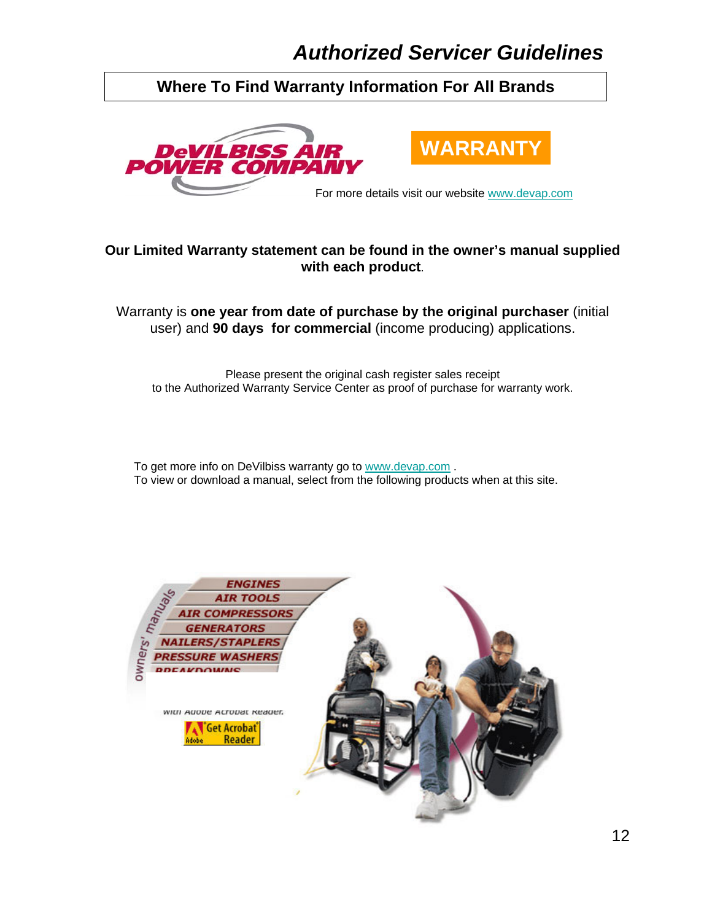# *Authorized Servicer Guidelines*

## Where To Find Warranty Information For All Brands

DeVILBISS AIR POWER COMPANY

**WARRANTY**

For more details visit our website www.devap.com

**Our Limited Warranty statement can be found in the owner's manual supplied with each product**.

Warranty is **one year from date of purchase by the original purchaser** (initial user) and **90 days for commercial** (income producing) applications.

Please present the original cash register sales receipt to the Authorized Warranty Service Center as proof of purchase for warranty work.

To get more info on DeVilbiss warranty go to www.devap.com .
To view or download a manual, select from the following products when at this site.

owners' manuals

ENGINES
AIR TOOLS
AIR COMPRESSORS
GENERATORS
NAILERS/STAPLERS
PRESSURE WASHERS
BREAKDOWNS

with Adobe Acrobat Reader.

Get Acrobat Reader